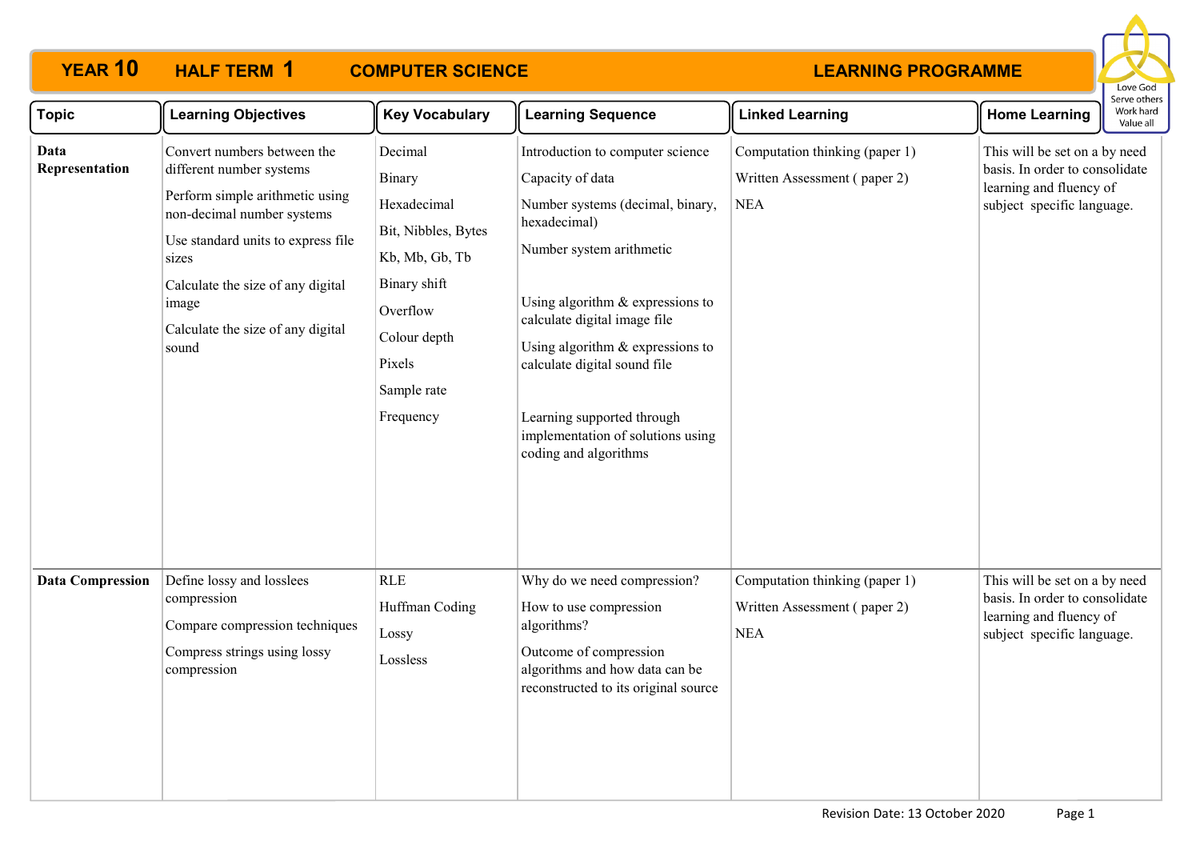# YEAR 10 HALF TERM 1 COMPUTER SCIENCE LEARNING PROGRAMME

Love God
Serve others
Work hard
Value all

| Topic | Learning Objectives | Key Vocabulary | Learning Sequence | Linked Learning | Home Learning |
|---|---|---|---|---|---|
| **Data Representation** | Convert numbers between the different number systems<br><br>Perform simple arithmetic using non-decimal number systems<br><br>Use standard units to express file sizes<br><br>Calculate the size of any digital image<br><br>Calculate the size of any digital sound | Decimal<br><br>Binary<br><br>Hexadecimal<br><br>Bit, Nibbles, Bytes<br><br>Kb, Mb, Gb, Tb<br><br>Binary shift<br><br>Overflow<br><br>Colour depth<br><br>Pixels<br><br>Sample rate<br><br>Frequency | Introduction to computer science<br><br>Capacity of data<br><br>Number systems (decimal, binary, hexadecimal)<br><br>Number system arithmetic<br><br>Using algorithm & expressions to calculate digital image file<br><br>Using algorithm & expressions to calculate digital sound file<br><br>Learning supported through implementation of solutions using coding and algorithms | Computation thinking (paper 1)<br><br>Written Assessment ( paper 2)<br><br>NEA | This will be set on a by need basis. In order to consolidate learning and fluency of subject specific language. |
| **Data Compression** | Define lossy and losslees compression<br><br>Compare compression techniques<br><br>Compress strings using lossy compression | RLE<br><br>Huffman Coding<br><br>Lossy<br><br>Lossless | Why do we need compression?<br><br>How to use compression algorithms?<br><br>Outcome of compression algorithms and how data can be reconstructed to its original source | Computation thinking (paper 1)<br><br>Written Assessment ( paper 2)<br><br>NEA | This will be set on a by need basis. In order to consolidate learning and fluency of subject specific language. |

Revision Date: 13 October 2020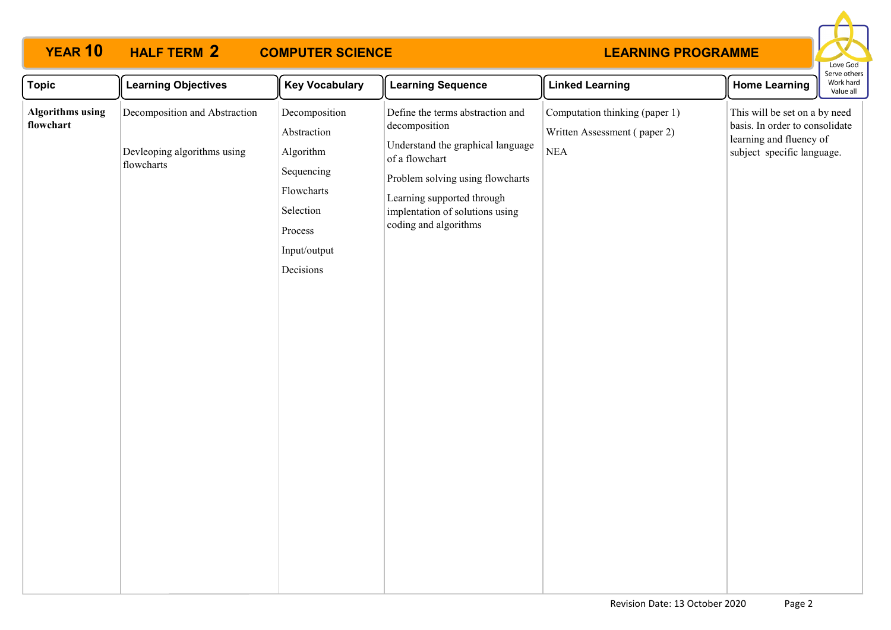# YEAR 10 HALF TERM 2 COMPUTER SCIENCE LEARNING PROGRAMME

Love God
Serve others
Work hard
Value all

| Topic | Learning Objectives | Key Vocabulary | Learning Sequence | Linked Learning | Home Learning |
|---|---|---|---|---|---|
| **Algorithms using flowchart** | Decomposition and Abstraction<br><br>Devleoping algorithms using flowcharts | Decomposition<br>Abstraction<br>Algorithm<br>Sequencing<br>Flowcharts<br>Selection<br>Process<br>Input/output<br>Decisions | Define the terms abstraction and decomposition<br>Understand the graphical language of a flowchart<br>Problem solving using flowcharts<br>Learning supported through implentation of solutions using coding and algorithms | Computation thinking (paper 1)<br>Written Assessment ( paper 2)<br>NEA | This will be set on a by need basis. In order to consolidate learning and fluency of subject specific language. |

Revision Date: 13 October 2020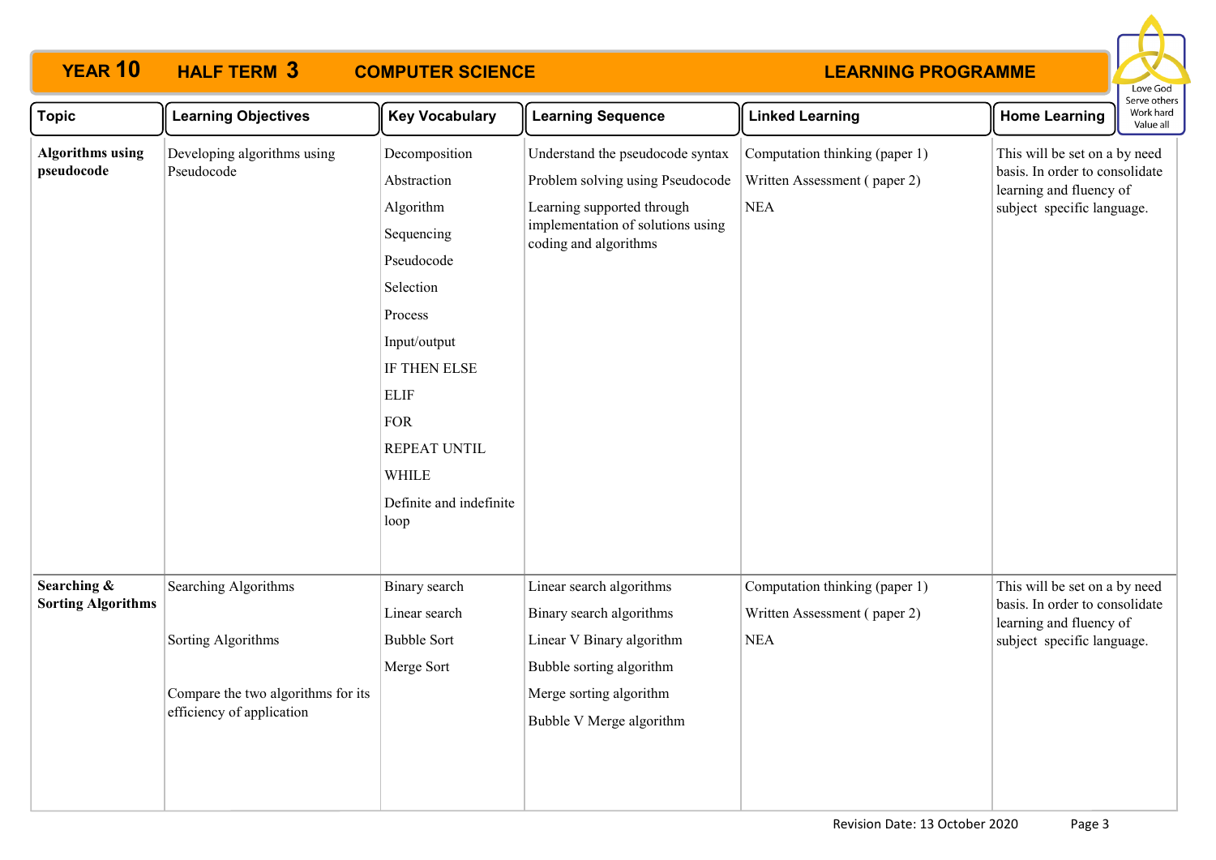# YEAR 10 HALF TERM 3 COMPUTER SCIENCE LEARNING PROGRAMME

Love God
Serve others
Work hard
Value all

| Topic | Learning Objectives | Key Vocabulary | Learning Sequence | Linked Learning | Home Learning |
|---|---|---|---|---|---|
| **Algorithms using pseudocode** | Developing algorithms using Pseudocode | Decomposition<br>Abstraction<br>Algorithm<br>Sequencing<br>Pseudocode<br>Selection<br>Process<br>Input/output<br>IF THEN ELSE<br>ELIF<br>FOR<br>REPEAT UNTIL<br>WHILE<br>Definite and indefinite loop | Understand the pseudocode syntax<br>Problem solving using Pseudocode<br>Learning supported through implementation of solutions using coding and algorithms | Computation thinking (paper 1)<br>Written Assessment ( paper 2)<br>NEA | This will be set on a by need basis. In order to consolidate learning and fluency of subject specific language. |
| **Searching & Sorting Algorithms** | Searching Algorithms<br><br>Sorting Algorithms<br><br>Compare the two algorithms for its efficiency of application | Binary search<br>Linear search<br>Bubble Sort<br>Merge Sort | Linear search algorithms<br>Binary search algorithms<br>Linear V Binary algorithm<br>Bubble sorting algorithm<br>Merge sorting algorithm<br>Bubble V Merge algorithm | Computation thinking (paper 1)<br>Written Assessment ( paper 2)<br>NEA | This will be set on a by need basis. In order to consolidate learning and fluency of subject specific language. |

Revision Date: 13 October 2020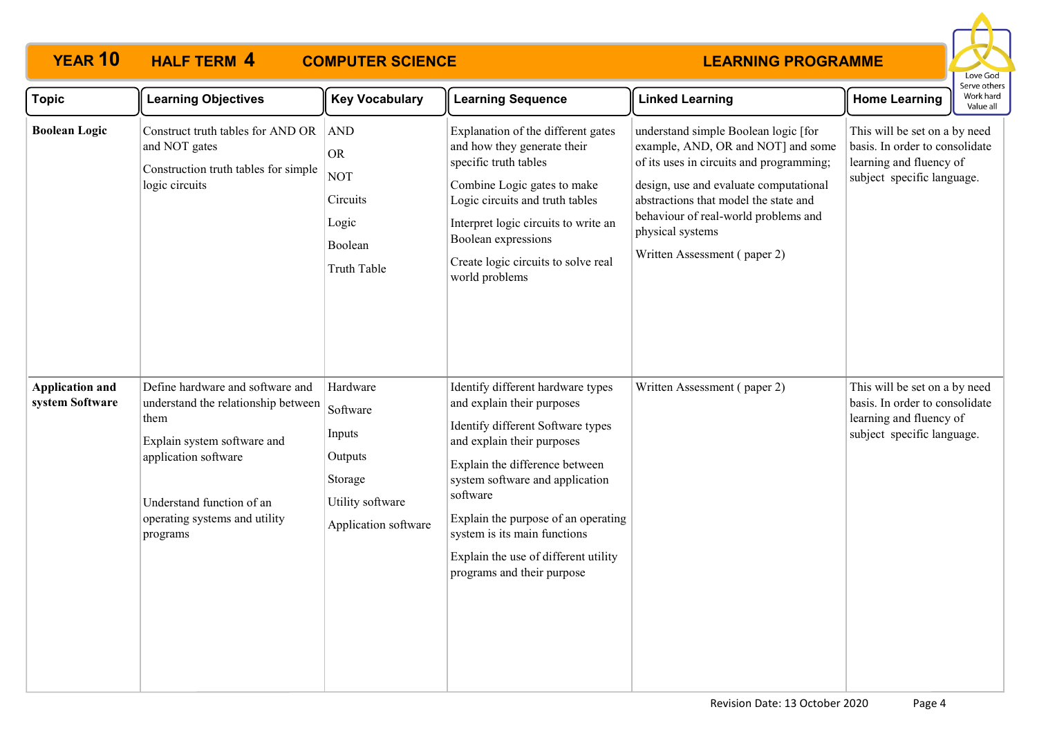# YEAR 10 HALF TERM 4 COMPUTER SCIENCE LEARNING PROGRAMME

Love God
Serve others
Work hard
Value all

| Topic | Learning Objectives | Key Vocabulary | Learning Sequence | Linked Learning | Home Learning |
|---|---|---|---|---|---|
| **Boolean Logic** | Construct truth tables for AND OR and NOT gates<br><br>Construction truth tables for simple logic circuits | AND<br>OR<br>NOT<br>Circuits<br>Logic<br>Boolean<br>Truth Table | Explanation of the different gates and how they generate their specific truth tables<br><br>Combine Logic gates to make Logic circuits and truth tables<br><br>Interpret logic circuits to write an Boolean expressions<br><br>Create logic circuits to solve real world problems | understand simple Boolean logic [for example, AND, OR and NOT] and some of its uses in circuits and programming;<br><br>design, use and evaluate computational abstractions that model the state and behaviour of real-world problems and physical systems<br><br>Written Assessment ( paper 2) | This will be set on a by need basis. In order to consolidate learning and fluency of subject specific language. |
| **Application and system Software** | Define hardware and software and understand the relationship between them<br><br>Explain system software and application software<br><br>Understand function of an operating systems and utility programs | Hardware<br>Software<br>Inputs<br>Outputs<br>Storage<br>Utility software<br>Application software | Identify different hardware types and explain their purposes<br><br>Identify different Software types and explain their purposes<br><br>Explain the difference between system software and application software<br><br>Explain the purpose of an operating system is its main functions<br><br>Explain the use of different utility programs and their purpose | Written Assessment ( paper 2) | This will be set on a by need basis. In order to consolidate learning and fluency of subject specific language. |

Revision Date: 13 October 2020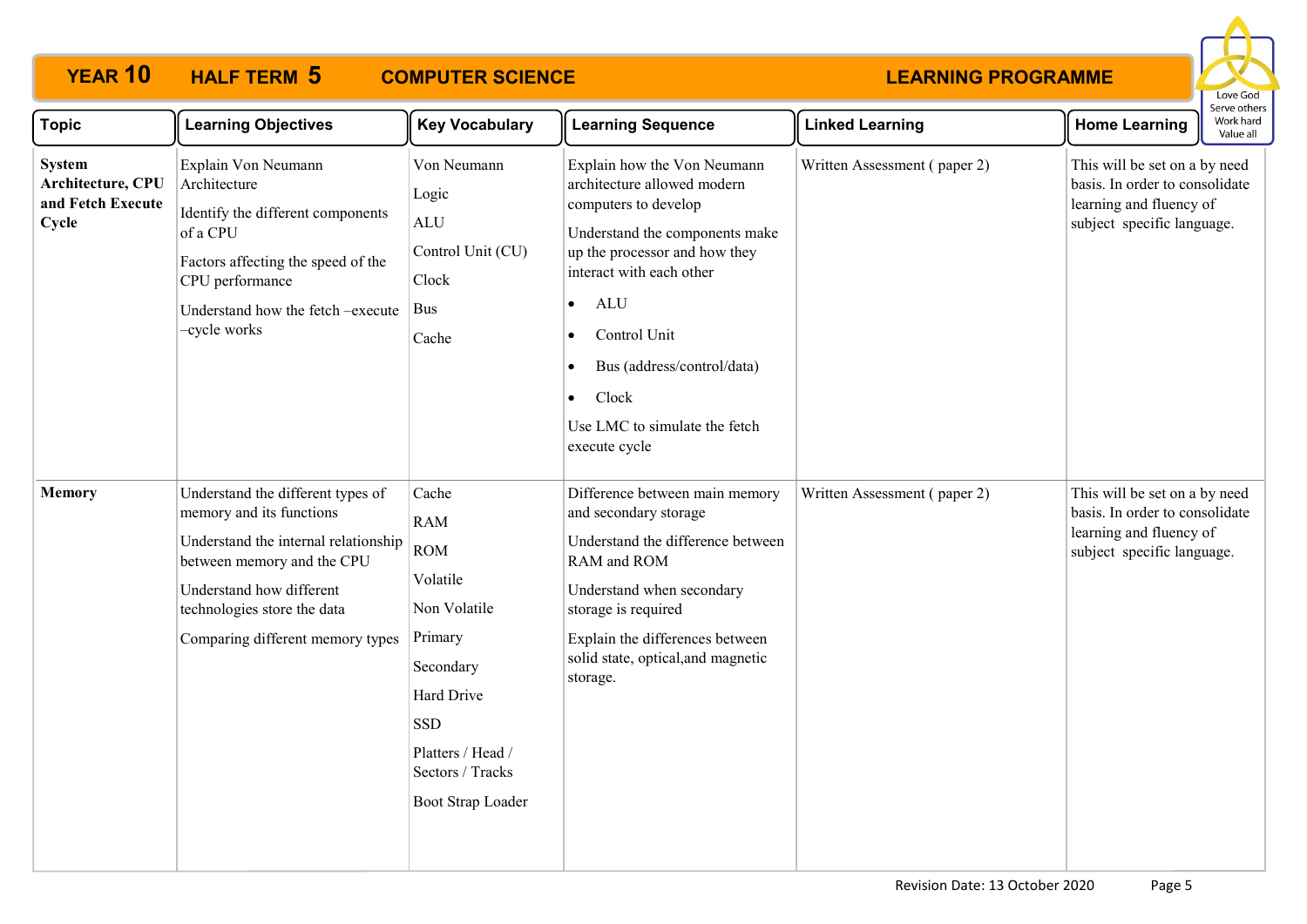# YEAR 10 HALF TERM 5 COMPUTER SCIENCE LEARNING PROGRAMME

| Topic | Learning Objectives | Key Vocabulary | Learning Sequence | Linked Learning | Home Learning |
|---|---|---|---|---|---|
| **System Architecture, CPU and Fetch Execute Cycle** | Explain Von Neumann Architecture<br><br>Identify the different components of a CPU<br><br>Factors affecting the speed of the CPU performance<br><br>Understand how the fetch –execute –cycle works | Von Neumann<br><br>Logic<br><br>ALU<br><br>Control Unit (CU)<br><br>Clock<br><br>Bus<br><br>Cache | Explain how the Von Neumann architecture allowed modern computers to develop<br><br>Understand the components make up the processor and how they interact with each other<br><br>• ALU<br>• Control Unit<br>• Bus (address/control/data)<br>• Clock<br><br>Use LMC to simulate the fetch execute cycle | Written Assessment ( paper 2) | This will be set on a by need basis. In order to consolidate learning and fluency of subject specific language. |
| **Memory** | Understand the different types of memory and its functions<br><br>Understand the internal relationship between memory and the CPU<br><br>Understand how different technologies store the data<br><br>Comparing different memory types | Cache<br><br>RAM<br><br>ROM<br><br>Volatile<br><br>Non Volatile<br><br>Primary<br><br>Secondary<br><br>Hard Drive<br><br>SSD<br><br>Platters / Head / Sectors / Tracks<br><br>Boot Strap Loader | Difference between main memory and secondary storage<br><br>Understand the difference between RAM and ROM<br><br>Understand when secondary storage is required<br><br>Explain the differences between solid state, optical,and magnetic storage. | Written Assessment ( paper 2) | This will be set on a by need basis. In order to consolidate learning and fluency of subject specific language. |

Revision Date: 13 October 2020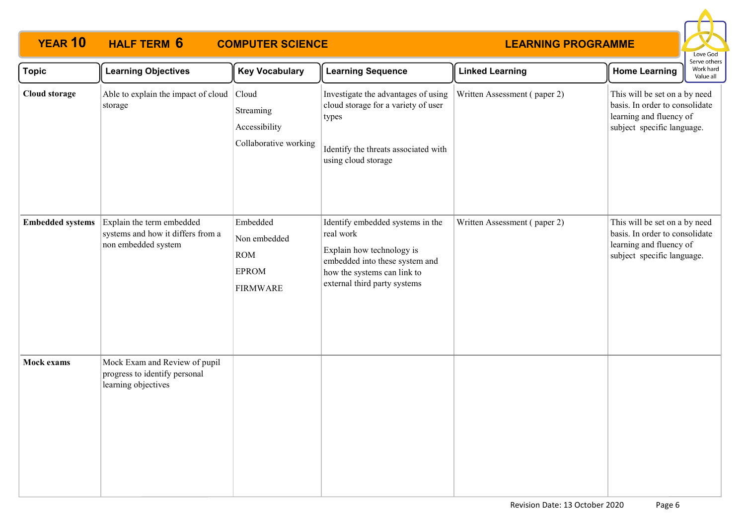**YEAR 10 HALF TERM 6 COMPUTER SCIENCE LEARNING PROGRAMME**

Love God
Serve others
Work hard
Value all

| Topic | Learning Objectives | Key Vocabulary | Learning Sequence | Linked Learning | Home Learning |
|---|---|---|---|---|---|
| **Cloud storage** | Able to explain the impact of cloud storage | Cloud<br>Streaming<br>Accessibility<br>Collaborative working | Investigate the advantages of using cloud storage for a variety of user types<br><br>Identify the threats associated with using cloud storage | Written Assessment ( paper 2) | This will be set on a by need basis. In order to consolidate learning and fluency of subject specific language. |
| **Embedded systems** | Explain the term embedded systems and how it differs from a non embedded system | Embedded<br>Non embedded<br>ROM<br>EPROM<br>FIRMWARE | Identify embedded systems in the real work<br>Explain how technology is embedded into these system and how the systems can link to external third party systems | Written Assessment ( paper 2) | This will be set on a by need basis. In order to consolidate learning and fluency of subject specific language. |
| **Mock exams** | Mock Exam and Review of pupil progress to identify personal learning objectives | | | | |

Revision Date: 13 October 2020